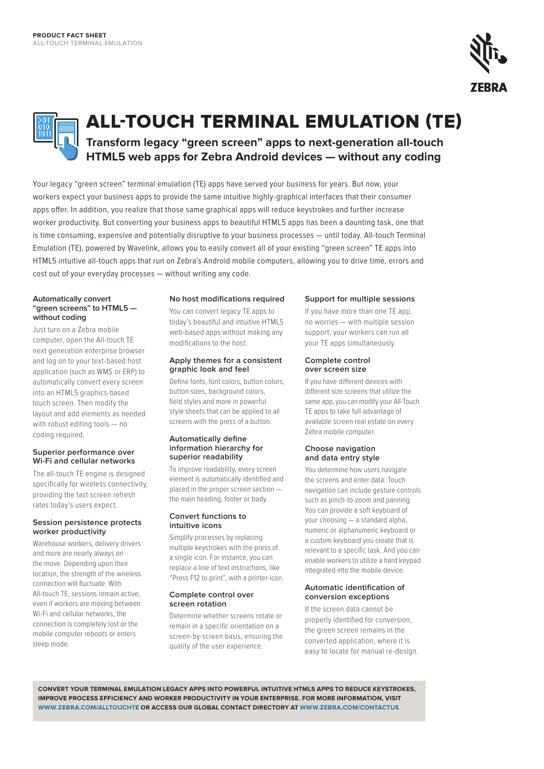PRODUCT FACT SHEET
ALL-TOUCH TERMINAL EMULATION

# ALL-TOUCH TERMINAL EMULATION (TE)

## Transform legacy "green screen" apps to next-generation all-touch HTML5 web apps for Zebra Android devices — without any coding

Your legacy "green screen" terminal emulation (TE) apps have served your business for years. But now, your workers expect your business apps to provide the same intuitive highly-graphical interfaces that their consumer apps offer. In addition, you realize that those same graphical apps will reduce keystrokes and further increase worker productivity. But converting your business apps to beautiful HTML5 apps has been a daunting task, one that is time consuming, expensive and potentially disruptive to your business processes — until today. All-touch Terminal Emulation (TE), powered by Wavelink, allows you to easily convert all of your existing "green screen" TE apps into HTML5 intuitive all-touch apps that run on Zebra's Android mobile computers, allowing you to drive time, errors and cost out of your everyday processes — without writing any code.

### Automatically convert "green screens" to HTML5 — without coding

Just turn on a Zebra mobile computer, open the All-touch TE next generation enterprise browser and log on to your text-based host application (such as WMS or ERP) to automatically convert every screen into an HTML5 graphics-based touch screen. Then modify the layout and add elements as needed with robust editing tools — no coding required.

### Superior performance over Wi-Fi and cellular networks

The all-touch TE engine is designed specifically for wireless connectivity, providing the fast screen refresh rates today's users expect.

### Session persistence protects worker productivity

Warehouse workers, delivery drivers and more are nearly always on the move. Depending upon their location, the strength of the wireless connection will fluctuate. With All-touch TE, sessions remain active, even if workers are moving between Wi-Fi and cellular networks, the connection is completely lost or the mobile computer reboots or enters sleep mode.

### No host modifications required

You can convert legacy TE apps to today's beautiful and intuitive HTML5 web-based apps without making any modifications to the host.

### Apply themes for a consistent graphic look and feel

Define fonts, font colors, button colors, button sizes, background colors, field styles and more in powerful style sheets that can be applied to all screens with the press of a button.

### Automatically define information hierarchy for superior readability

To improve readability, every screen element is automatically identified and placed in the proper screen section — the main heading, footer or body.

### Convert functions to intuitive icons

Simplify processes by replacing multiple keystrokes with the press of a single icon. For instance, you can replace a line of text instructions, like "Press F12 to print", with a printer icon.

### Complete control over screen rotation

Determine whether screens rotate or remain in a specific orientation on a screen-by-screen basis, ensuring the quality of the user experience.

### Support for multiple sessions

If you have more than one TE app, no worries — with multiple session support, your workers can run all your TE apps simultaneously.

### Complete control over screen size

If you have different devices with different size screens that utilize the same app, you can modify your All-Touch TE apps to take full advantage of available screen real estate on every Zebra mobile computer.

### Choose navigation and data entry style

You determine how users navigate the screens and enter data. Touch navigation can include gesture controls such as pinch-to-zoom and panning. You can provide a soft keyboard of your choosing — a standard alpha, numeric or alphanumeric keyboard or a custom keyboard you create that is relevant to a specific task. And you can enable workers to utilize a hard keypad integrated into the mobile device.

### Automatic identification of conversion exceptions

If the screen data cannot be properly identified for conversion, the green screen remains in the converted application, where it is easy to locate for manual re-design.

**CONVERT YOUR TERMINAL EMULATION LEGACY APPS INTO POWERFUL INTUITIVE HTML5 APPS TO REDUCE KEYSTROKES, IMPROVE PROCESS EFFICIENCY AND WORKER PRODUCTIVITY IN YOUR ENTERPRISE. FOR MORE INFORMATION, VISIT WWW.ZEBRA.COM/ALLTOUCHTE OR ACCESS OUR GLOBAL CONTACT DIRECTORY AT WWW.ZEBRA.COM/CONTACTUS**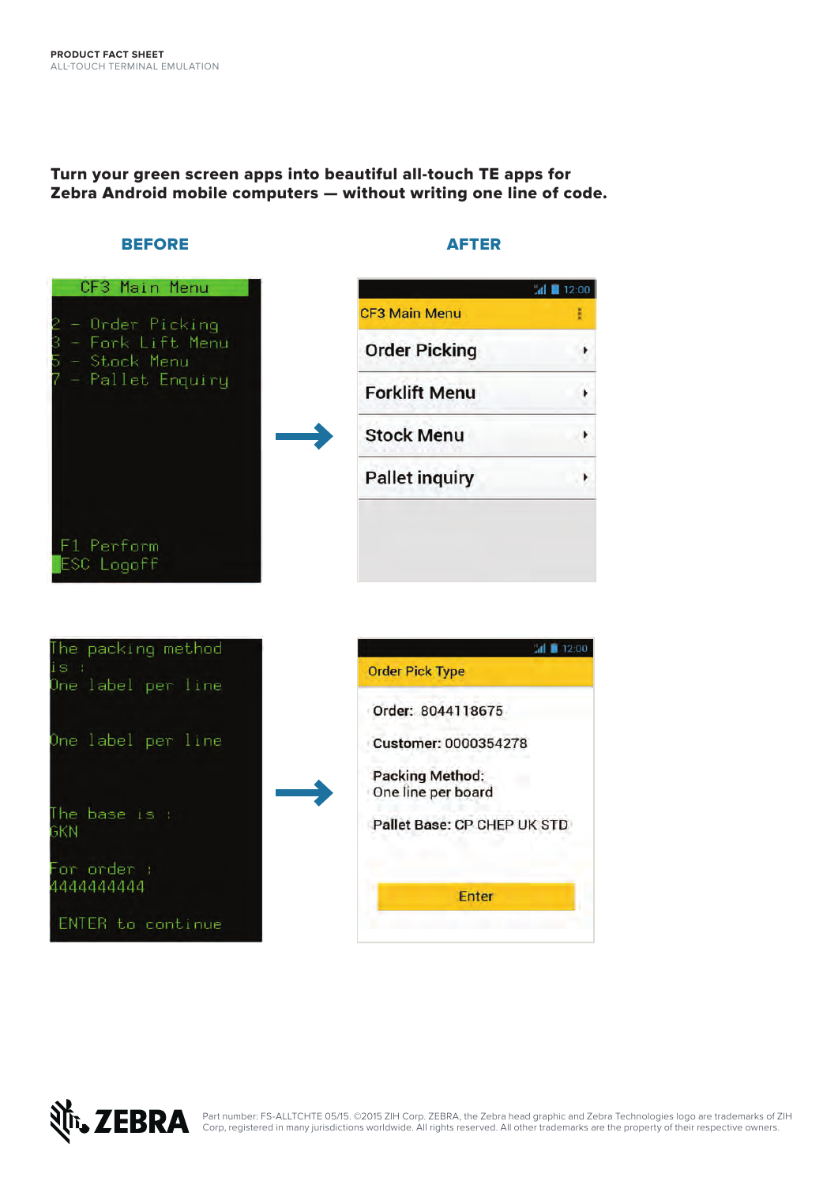PRODUCT FACT SHEET
ALL-TOUCH TERMINAL EMULATION

**Turn your green screen apps into beautiful all-touch TE apps for Zebra Android mobile computers — without writing one line of code.**

**BEFORE**

CF3 Main Menu

2 – Order Picking
3 – Fork Lift Menu
5 – Stock Menu
7 – Pallet Enquiry

F1 Perform
ESC Logoff

**AFTER**

12:00

CF3 Main Menu

Order Picking

Forklift Menu

Stock Menu

Pallet inquiry

**BEFORE**

The packing method is :
One label per line

One label per line

The base is :
GKN

For order :
4444444444

ENTER to continue

**AFTER**

12:00

Order Pick Type

Order: 8044118675

Customer: 0000354278

Packing Method:
One line per board

Pallet Base: CP CHEP UK STD

Enter

Part number: FS-ALLTCHTE 05/15. ©2015 ZIH Corp. ZEBRA, the Zebra head graphic and Zebra Technologies logo are trademarks of ZIH Corp, registered in many jurisdictions worldwide. All rights reserved. All other trademarks are the property of their respective owners.